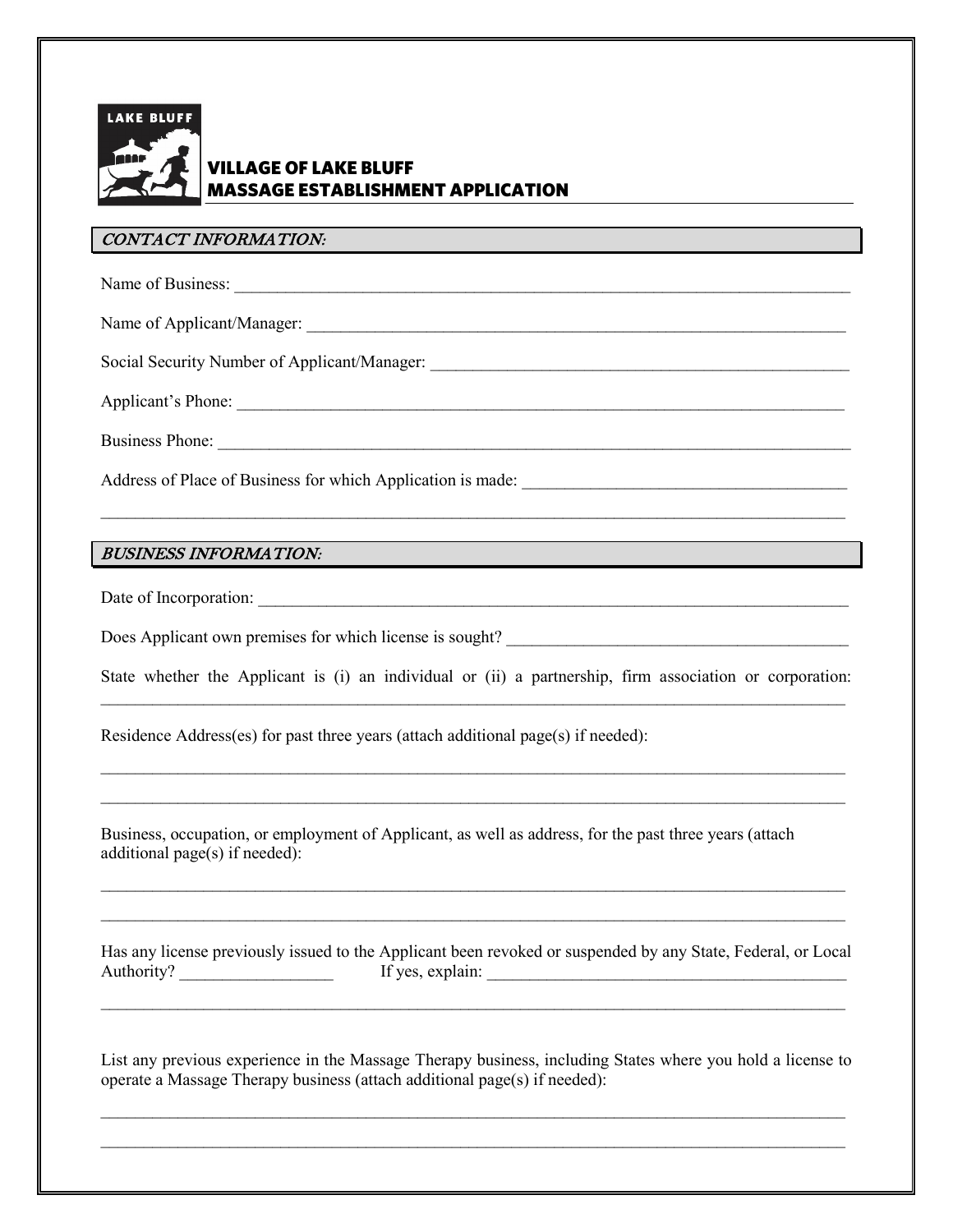LAKE BLUFF

# VILLAGE OF LAKE BLUFF
# MASSAGE ESTABLISHMENT APPLICATION

## *CONTACT INFORMATION:*

Name of Business: ___________________________________________________________________________

Name of Applicant/Manager: ___________________________________________________________________

Social Security Number of Applicant/Manager: ____________________________________________________

Applicant's Phone: __________________________________________________________________________

Business Phone: ____________________________________________________________________________

Address of Place of Business for which Application is made: _______________________________________

_____________________________________________________________________________________________

## *BUSINESS INFORMATION:*

Date of Incorporation: ________________________________________________________________________

Does Applicant own premises for which license is sought? _________________________________________

State whether the Applicant is (i) an individual or (ii) a partnership, firm association or corporation: _____________________________________________________________________________________________

Residence Address(es) for past three years (attach additional page(s) if needed):

_____________________________________________________________________________________________

_____________________________________________________________________________________________

Business, occupation, or employment of Applicant, as well as address, for the past three years (attach additional page(s) if needed):

_____________________________________________________________________________________________

_____________________________________________________________________________________________

Has any license previously issued to the Applicant been revoked or suspended by any State, Federal, or Local Authority? __________________ If yes, explain: ____________________________________________

_____________________________________________________________________________________________

List any previous experience in the Massage Therapy business, including States where you hold a license to operate a Massage Therapy business (attach additional page(s) if needed):

_____________________________________________________________________________________________

_____________________________________________________________________________________________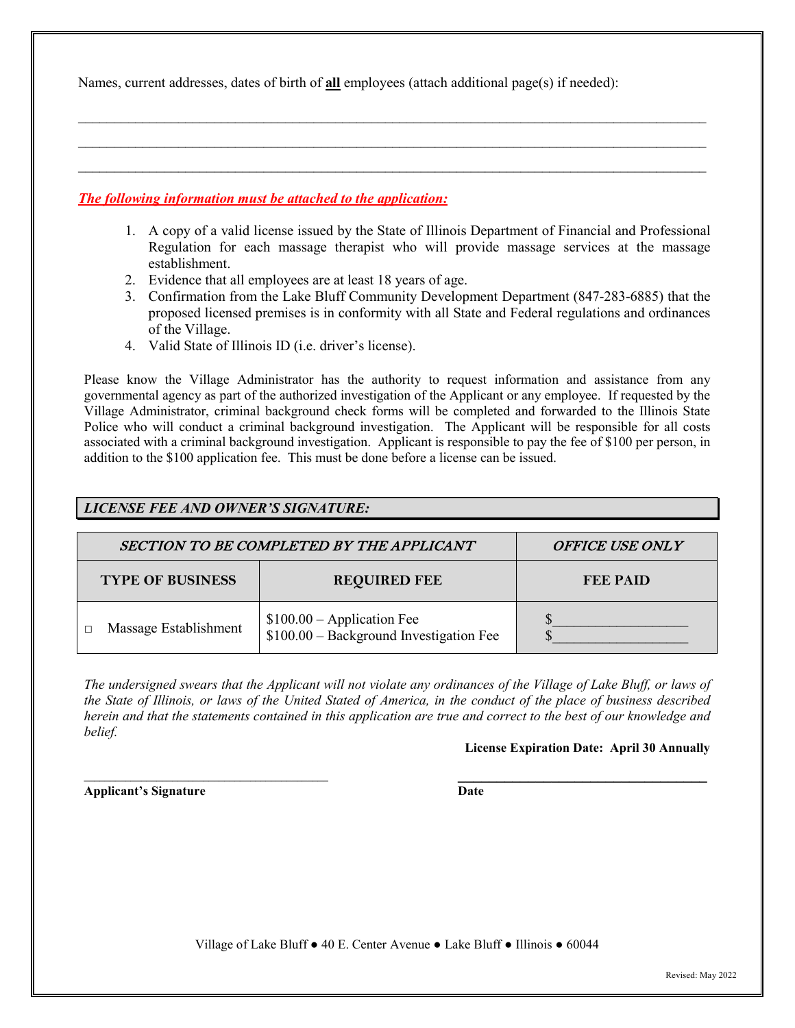Names, current addresses, dates of birth of **all** employees (attach additional page(s) if needed):

\_\_\_\_\_\_\_\_\_\_\_\_\_\_\_\_\_\_\_\_\_\_\_\_\_\_\_\_\_\_\_\_\_\_\_\_\_\_\_\_\_\_\_\_\_\_\_\_\_\_\_\_\_\_\_\_\_\_\_\_\_\_\_\_\_\_\_\_\_\_\_\_\_\_\_\_\_\_

\_\_\_\_\_\_\_\_\_\_\_\_\_\_\_\_\_\_\_\_\_\_\_\_\_\_\_\_\_\_\_\_\_\_\_\_\_\_\_\_\_\_\_\_\_\_\_\_\_\_\_\_\_\_\_\_\_\_\_\_\_\_\_\_\_\_\_\_\_\_\_\_\_\_\_\_\_\_

\_\_\_\_\_\_\_\_\_\_\_\_\_\_\_\_\_\_\_\_\_\_\_\_\_\_\_\_\_\_\_\_\_\_\_\_\_\_\_\_\_\_\_\_\_\_\_\_\_\_\_\_\_\_\_\_\_\_\_\_\_\_\_\_\_\_\_\_\_\_\_\_\_\_\_\_\_\_

***The following information must be attached to the application:***

1. A copy of a valid license issued by the State of Illinois Department of Financial and Professional Regulation for each massage therapist who will provide massage services at the massage establishment.
2. Evidence that all employees are at least 18 years of age.
3. Confirmation from the Lake Bluff Community Development Department (847-283-6885) that the proposed licensed premises is in conformity with all State and Federal regulations and ordinances of the Village.
4. Valid State of Illinois ID (i.e. driver's license).

Please know the Village Administrator has the authority to request information and assistance from any governmental agency as part of the authorized investigation of the Applicant or any employee. If requested by the Village Administrator, criminal background check forms will be completed and forwarded to the Illinois State Police who will conduct a criminal background investigation. The Applicant will be responsible for all costs associated with a criminal background investigation. Applicant is responsible to pay the fee of $100 per person, in addition to the $100 application fee. This must be done before a license can be issued.

## *LICENSE FEE AND OWNER'S SIGNATURE:*

| *SECTION TO BE COMPLETED BY THE APPLICANT* | | *OFFICE USE ONLY* |
|---|---|---|
| **TYPE OF BUSINESS** | **REQUIRED FEE** | **FEE PAID** |
| □ Massage Establishment | $100.00 – Application Fee<br>$100.00 – Background Investigation Fee | $\_\_\_\_\_\_\_\_\_\_\_\_\_\_\_\_\_\_<br>$\_\_\_\_\_\_\_\_\_\_\_\_\_\_\_\_\_\_ |

*The undersigned swears that the Applicant will not violate any ordinances of the Village of Lake Bluff, or laws of the State of Illinois, or laws of the United Stated of America, in the conduct of the place of business described herein and that the statements contained in this application are true and correct to the best of our knowledge and belief.*

**License Expiration Date: April 30 Annually**

\_\_\_\_\_\_\_\_\_\_\_\_\_\_\_\_\_\_\_\_\_\_\_\_\_\_\_\_\_\_\_\_\_\_\_ \_\_\_\_\_\_\_\_\_\_\_\_\_\_\_\_\_\_\_\_\_\_\_\_\_\_\_\_\_\_\_\_\_\_\_

**Applicant's Signature** **Date**

Village of Lake Bluff ● 40 E. Center Avenue ● Lake Bluff ● Illinois ● 60044

Revised: May 2022